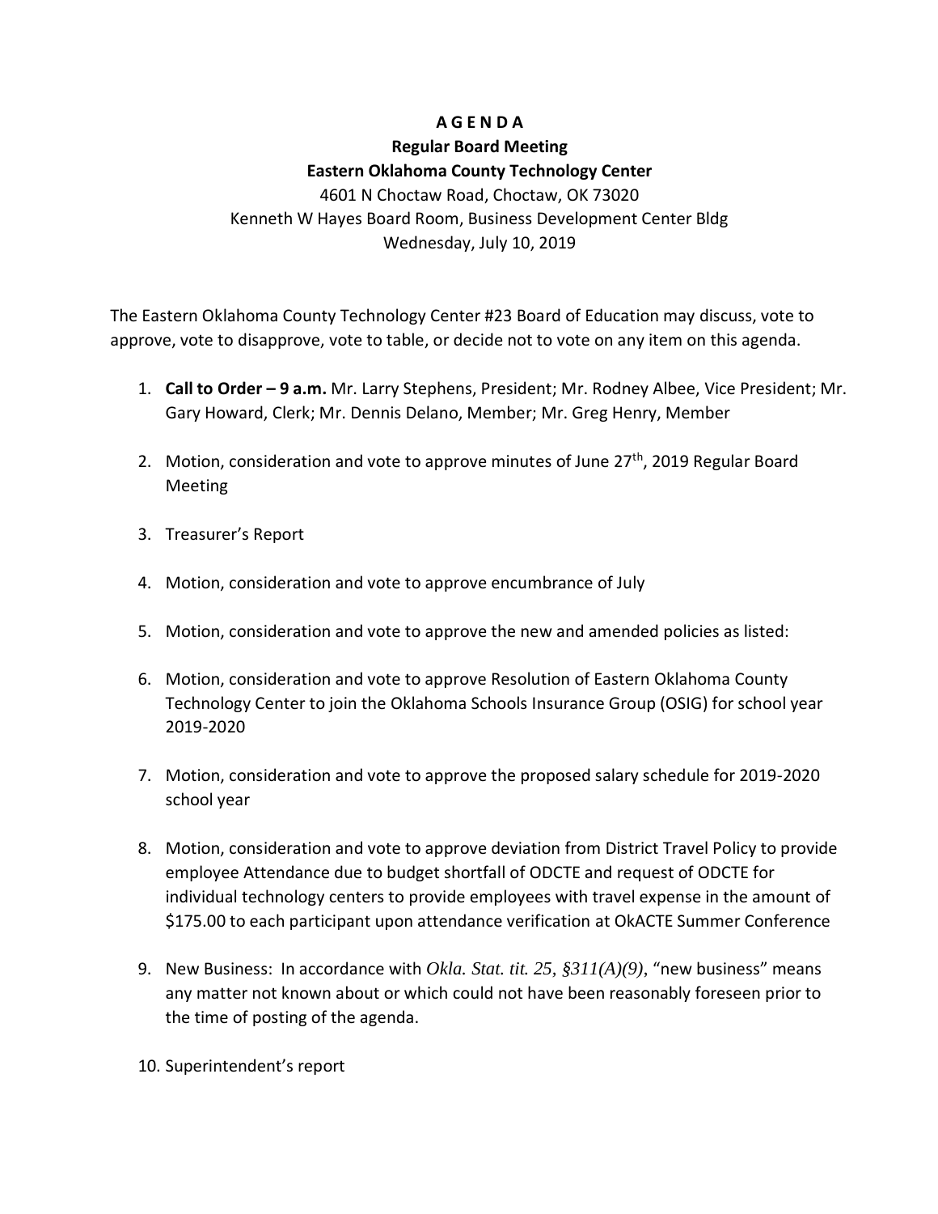**A G E N D A**

**Regular Board Meeting**

**Eastern Oklahoma County Technology Center**

4601 N Choctaw Road, Choctaw, OK 73020

Kenneth W Hayes Board Room, Business Development Center Bldg

Wednesday, July 10, 2019

The Eastern Oklahoma County Technology Center #23 Board of Education may discuss, vote to approve, vote to disapprove, vote to table, or decide not to vote on any item on this agenda.

1. **Call to Order – 9 a.m.** Mr. Larry Stephens, President; Mr. Rodney Albee, Vice President; Mr. Gary Howard, Clerk; Mr. Dennis Delano, Member; Mr. Greg Henry, Member

2. Motion, consideration and vote to approve minutes of June 27th, 2019 Regular Board Meeting

3. Treasurer's Report

4. Motion, consideration and vote to approve encumbrance of July

5. Motion, consideration and vote to approve the new and amended policies as listed:

6. Motion, consideration and vote to approve Resolution of Eastern Oklahoma County Technology Center to join the Oklahoma Schools Insurance Group (OSIG) for school year 2019-2020

7. Motion, consideration and vote to approve the proposed salary schedule for 2019-2020 school year

8. Motion, consideration and vote to approve deviation from District Travel Policy to provide employee Attendance due to budget shortfall of ODCTE and request of ODCTE for individual technology centers to provide employees with travel expense in the amount of $175.00 to each participant upon attendance verification at OkACTE Summer Conference

9. New Business: In accordance with *Okla. Stat. tit. 25, §311(A)(9)*, "new business" means any matter not known about or which could not have been reasonably foreseen prior to the time of posting of the agenda.

10. Superintendent's report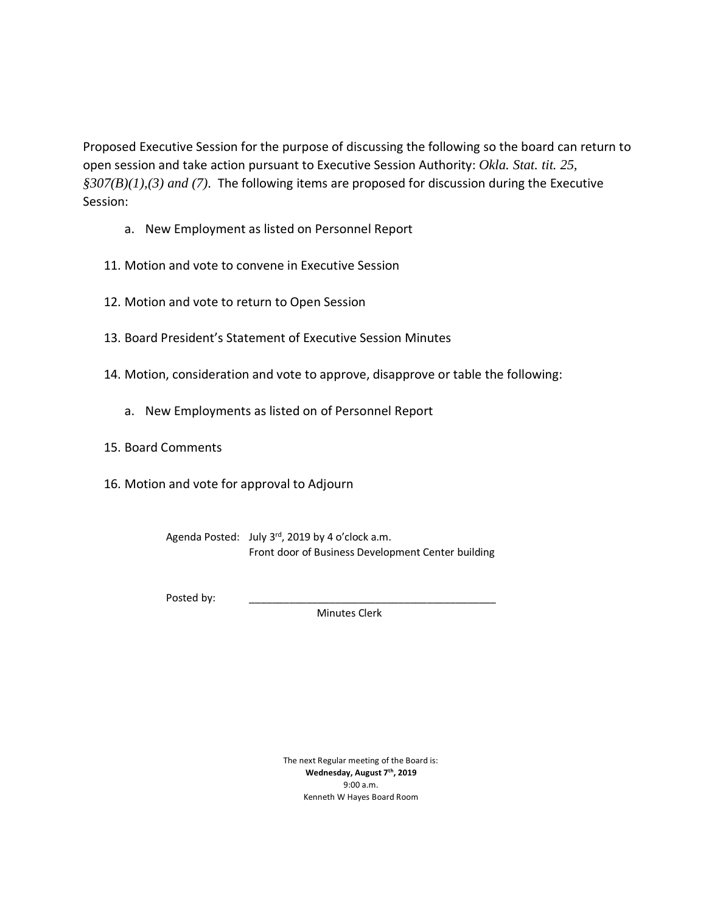Proposed Executive Session for the purpose of discussing the following so the board can return to open session and take action pursuant to Executive Session Authority: *Okla. Stat. tit. 25, §307(B)(1),(3) and (7).* The following items are proposed for discussion during the Executive Session:

a. New Employment as listed on Personnel Report

11. Motion and vote to convene in Executive Session

12. Motion and vote to return to Open Session

13. Board President's Statement of Executive Session Minutes

14. Motion, consideration and vote to approve, disapprove or table the following:

    a. New Employments as listed on of Personnel Report

15. Board Comments

16. Motion and vote for approval to Adjourn

Agenda Posted: July 3rd, 2019 by 4 o'clock a.m.
Front door of Business Development Center building

Posted by: \_\_\_\_\_\_\_\_\_\_\_\_\_\_\_\_\_\_\_\_\_\_\_\_\_\_\_\_\_\_\_\_\_\_\_\_\_\_\_\_\_\_
Minutes Clerk

The next Regular meeting of the Board is:
**Wednesday, August 7th, 2019**
9:00 a.m.
Kenneth W Hayes Board Room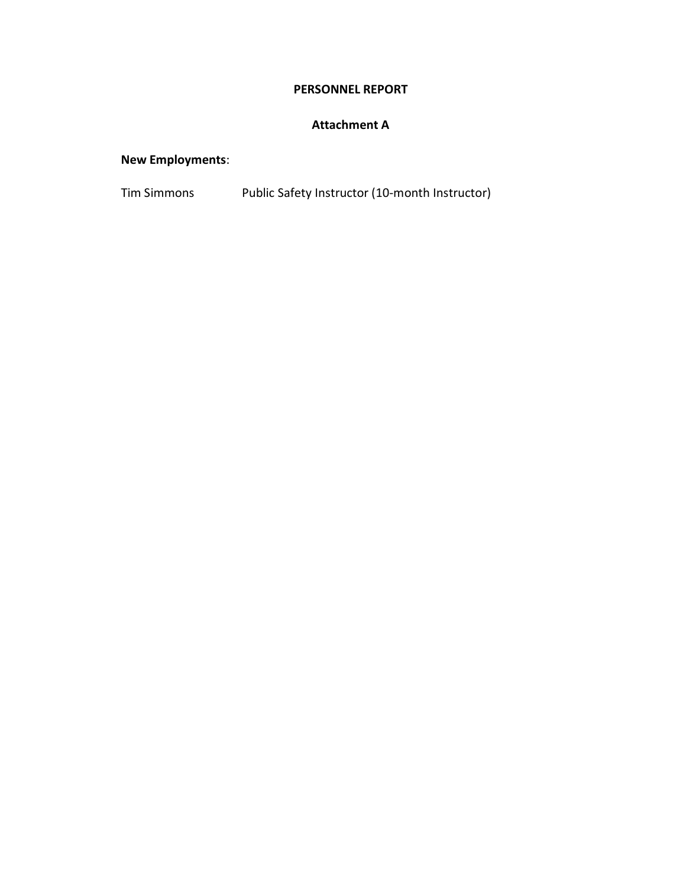**PERSONNEL REPORT**

**Attachment A**

**New Employments**:

Tim Simmons Public Safety Instructor (10-month Instructor)